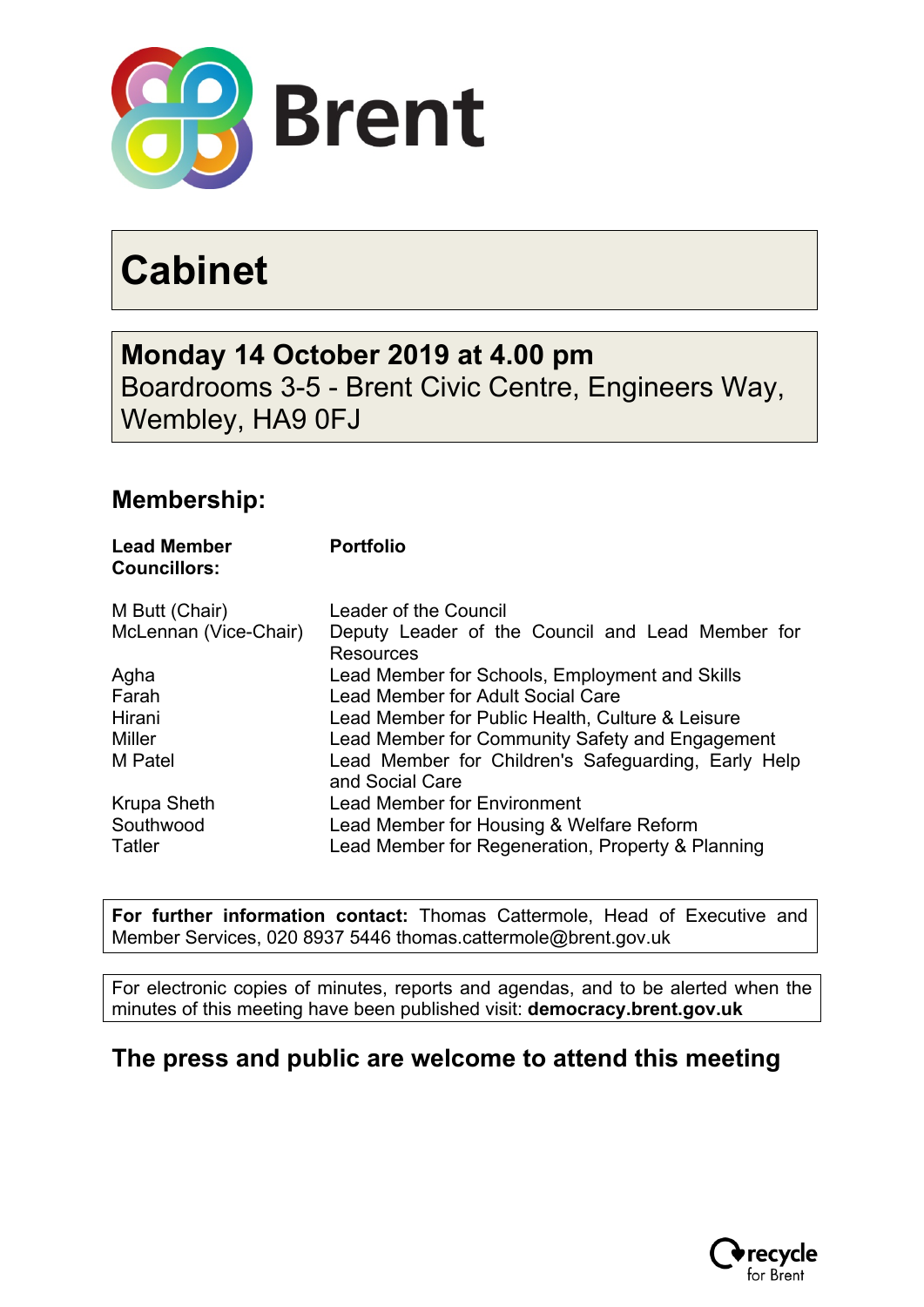Brent

# Cabinet

## Monday 14 October 2019 at 4.00 pm
Boardrooms 3-5 - Brent Civic Centre, Engineers Way, Wembley, HA9 0FJ

## Membership:

| **Lead Member Councillors:** | **Portfolio** |
|---|---|
| M Butt (Chair) | Leader of the Council |
| McLennan (Vice-Chair) | Deputy Leader of the Council and Lead Member for Resources |
| Agha | Lead Member for Schools, Employment and Skills |
| Farah | Lead Member for Adult Social Care |
| Hirani | Lead Member for Public Health, Culture & Leisure |
| Miller | Lead Member for Community Safety and Engagement |
| M Patel | Lead Member for Children's Safeguarding, Early Help and Social Care |
| Krupa Sheth | Lead Member for Environment |
| Southwood | Lead Member for Housing & Welfare Reform |
| Tatler | Lead Member for Regeneration, Property & Planning |

**For further information contact:** Thomas Cattermole, Head of Executive and Member Services, 020 8937 5446 thomas.cattermole@brent.gov.uk

For electronic copies of minutes, reports and agendas, and to be alerted when the minutes of this meeting have been published visit: **democracy.brent.gov.uk**

## The press and public are welcome to attend this meeting

recycle for Brent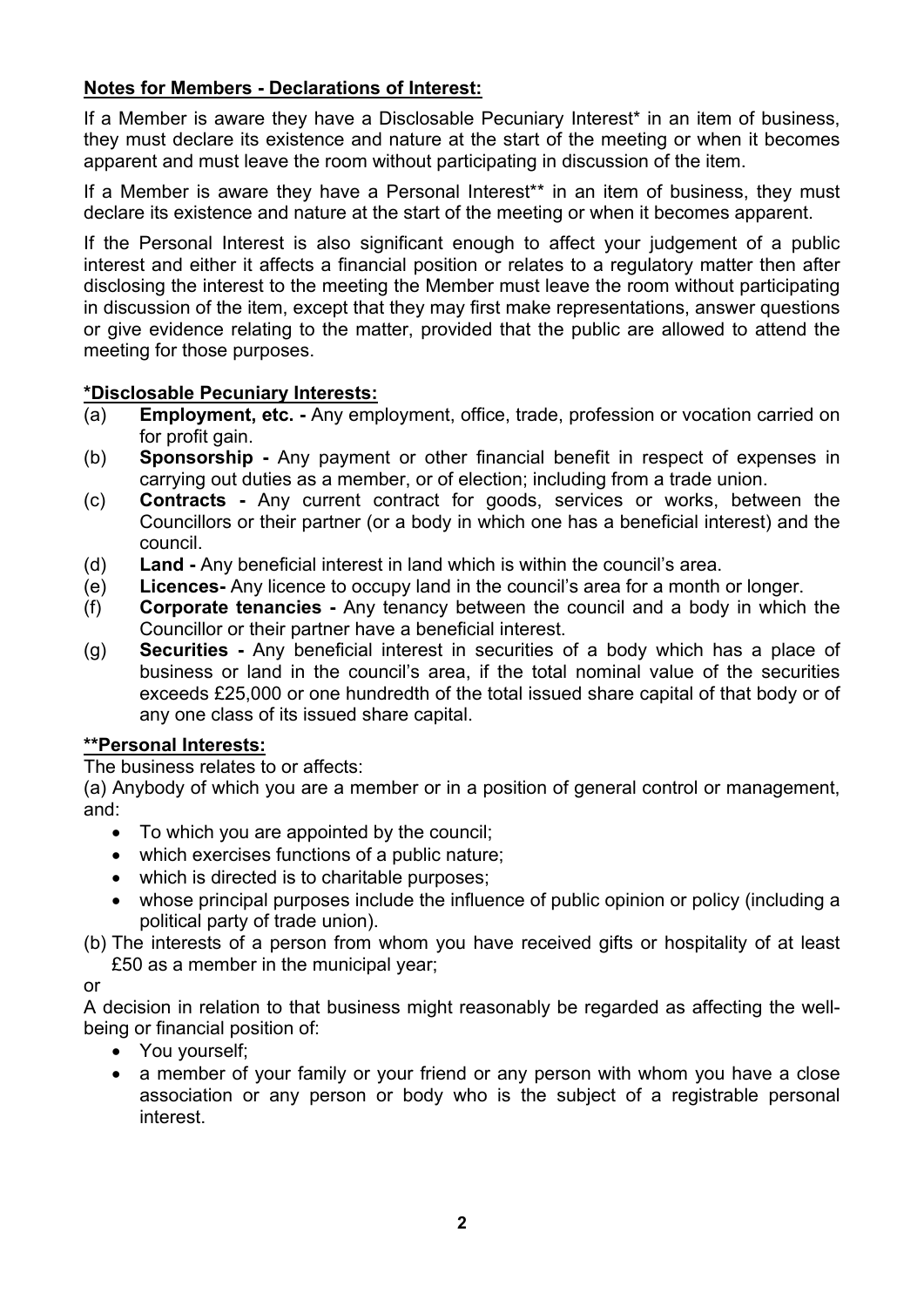**Notes for Members - Declarations of Interest:**

If a Member is aware they have a Disclosable Pecuniary Interest* in an item of business, they must declare its existence and nature at the start of the meeting or when it becomes apparent and must leave the room without participating in discussion of the item.

If a Member is aware they have a Personal Interest** in an item of business, they must declare its existence and nature at the start of the meeting or when it becomes apparent.

If the Personal Interest is also significant enough to affect your judgement of a public interest and either it affects a financial position or relates to a regulatory matter then after disclosing the interest to the meeting the Member must leave the room without participating in discussion of the item, except that they may first make representations, answer questions or give evidence relating to the matter, provided that the public are allowed to attend the meeting for those purposes.

**\*Disclosable Pecuniary Interests:**

(a) **Employment, etc. -** Any employment, office, trade, profession or vocation carried on for profit gain.
(b) **Sponsorship -** Any payment or other financial benefit in respect of expenses in carrying out duties as a member, or of election; including from a trade union.
(c) **Contracts -** Any current contract for goods, services or works, between the Councillors or their partner (or a body in which one has a beneficial interest) and the council.
(d) **Land -** Any beneficial interest in land which is within the council's area.
(e) **Licences-** Any licence to occupy land in the council's area for a month or longer.
(f) **Corporate tenancies -** Any tenancy between the council and a body in which the Councillor or their partner have a beneficial interest.
(g) **Securities -** Any beneficial interest in securities of a body which has a place of business or land in the council's area, if the total nominal value of the securities exceeds £25,000 or one hundredth of the total issued share capital of that body or of any one class of its issued share capital.

**\*\*Personal Interests:**

The business relates to or affects:

(a) Anybody of which you are a member or in a position of general control or management, and:

- To which you are appointed by the council;
- which exercises functions of a public nature;
- which is directed is to charitable purposes;
- whose principal purposes include the influence of public opinion or policy (including a political party of trade union).

(b) The interests of a person from whom you have received gifts or hospitality of at least £50 as a member in the municipal year;

or

A decision in relation to that business might reasonably be regarded as affecting the well-being or financial position of:

- You yourself;
- a member of your family or your friend or any person with whom you have a close association or any person or body who is the subject of a registrable personal interest.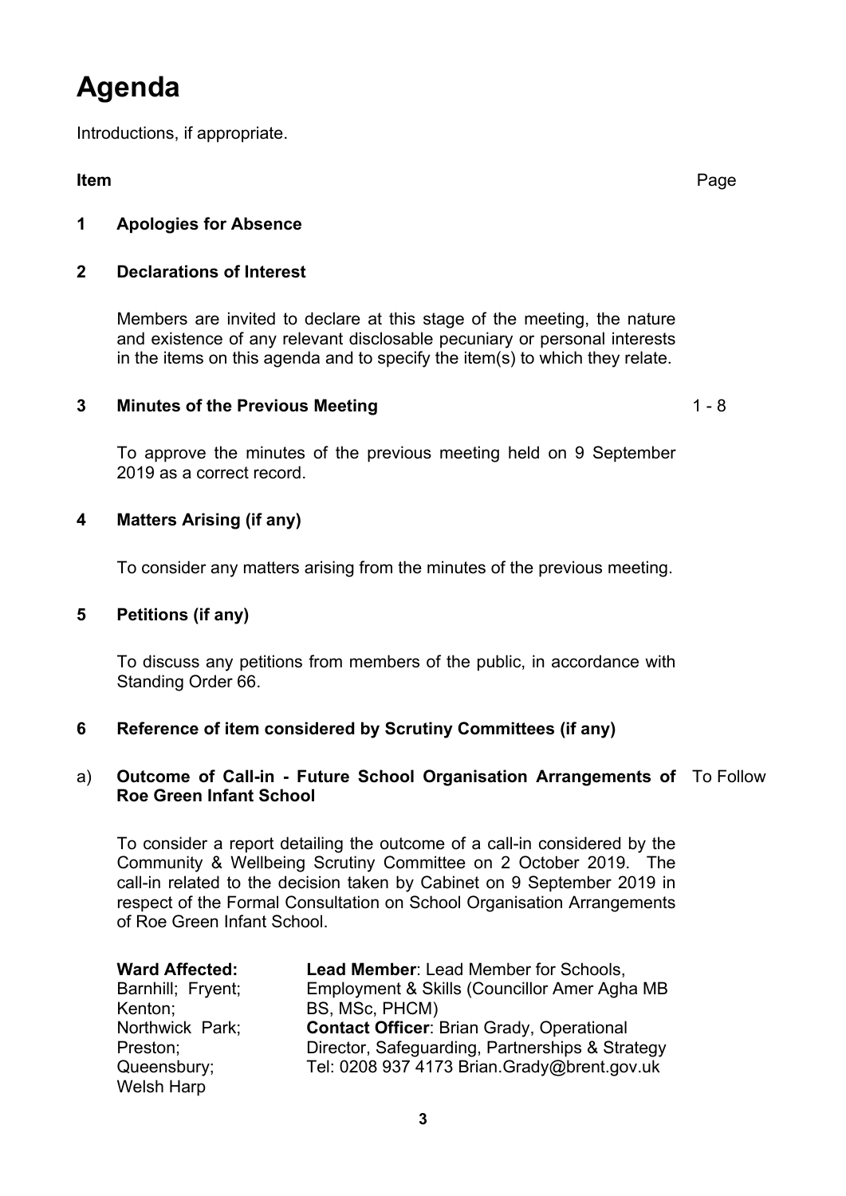# Agenda

Introductions, if appropriate.

| Item | | Page |
|---|---|---|
| **1** | **Apologies for Absence** | |
| **2** | **Declarations of Interest**<br><br>Members are invited to declare at this stage of the meeting, the nature and existence of any relevant disclosable pecuniary or personal interests in the items on this agenda and to specify the item(s) to which they relate. | |
| **3** | **Minutes of the Previous Meeting**<br><br>To approve the minutes of the previous meeting held on 9 September 2019 as a correct record. | 1 - 8 |
| **4** | **Matters Arising (if any)**<br><br>To consider any matters arising from the minutes of the previous meeting. | |
| **5** | **Petitions (if any)**<br><br>To discuss any petitions from members of the public, in accordance with Standing Order 66. | |
| **6** | **Reference of item considered by Scrutiny Committees (if any)** | |
| a) | **Outcome of Call-in - Future School Organisation Arrangements of Roe Green Infant School**<br><br>To consider a report detailing the outcome of a call-in considered by the Community & Wellbeing Scrutiny Committee on 2 October 2019. The call-in related to the decision taken by Cabinet on 9 September 2019 in respect of the Formal Consultation on School Organisation Arrangements of Roe Green Infant School. | To Follow |

| **Ward Affected:** | **Lead Member**: Lead Member for Schools, Employment & Skills (Councillor Amer Agha MB BS, MSc, PHCM) |
|---|---|
| Barnhill; Fryent; Kenton; Northwick Park; Preston; Queensbury; Welsh Harp | **Contact Officer**: Brian Grady, Operational Director, Safeguarding, Partnerships & Strategy<br>Tel: 0208 937 4173 Brian.Grady@brent.gov.uk |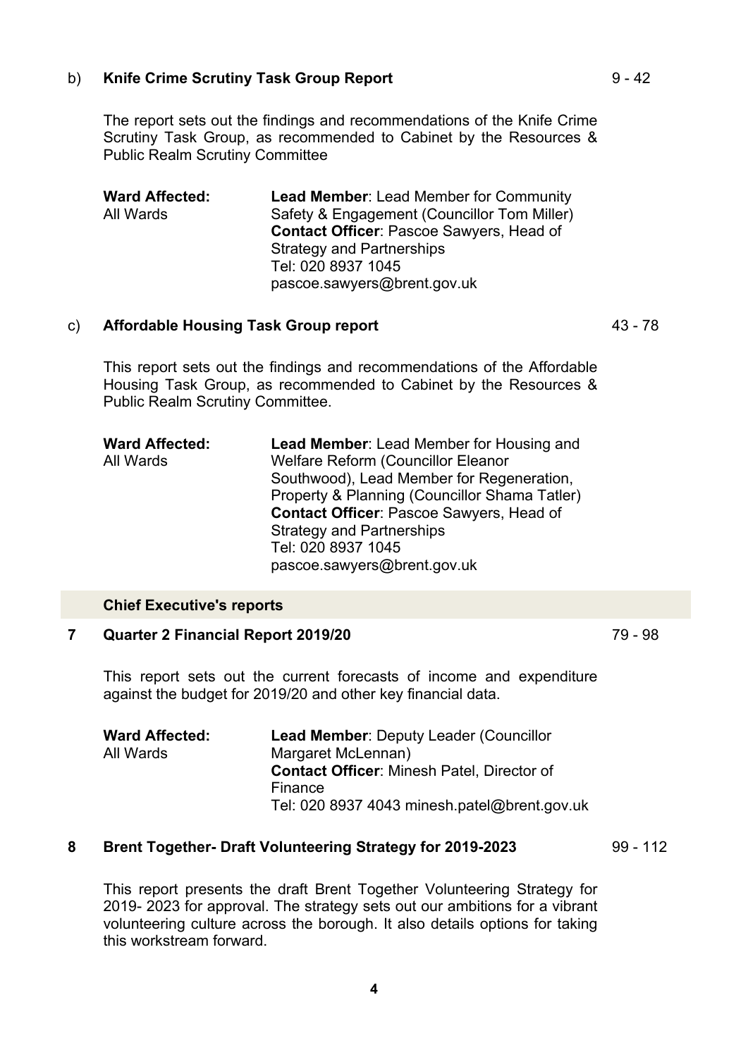b) **Knife Crime Scrutiny Task Group Report** 9 - 42

The report sets out the findings and recommendations of the Knife Crime Scrutiny Task Group, as recommended to Cabinet by the Resources & Public Realm Scrutiny Committee

| **Ward Affected:** | **Lead Member**: Lead Member for Community Safety & Engagement (Councillor Tom Miller) |
| --- | --- |
| All Wards | **Contact Officer**: Pascoe Sawyers, Head of Strategy and Partnerships<br>Tel: 020 8937 1045<br>pascoe.sawyers@brent.gov.uk |

c) **Affordable Housing Task Group report** 43 - 78

This report sets out the findings and recommendations of the Affordable Housing Task Group, as recommended to Cabinet by the Resources & Public Realm Scrutiny Committee.

| **Ward Affected:** | **Lead Member**: Lead Member for Housing and Welfare Reform (Councillor Eleanor Southwood), Lead Member for Regeneration, Property & Planning (Councillor Shama Tatler) |
| --- | --- |
| All Wards | **Contact Officer**: Pascoe Sawyers, Head of Strategy and Partnerships<br>Tel: 020 8937 1045<br>pascoe.sawyers@brent.gov.uk |

## Chief Executive's reports

**7 Quarter 2 Financial Report 2019/20** 79 - 98

This report sets out the current forecasts of income and expenditure against the budget for 2019/20 and other key financial data.

| **Ward Affected:** | **Lead Member**: Deputy Leader (Councillor Margaret McLennan) |
| --- | --- |
| All Wards | **Contact Officer**: Minesh Patel, Director of Finance<br>Tel: 020 8937 4043 minesh.patel@brent.gov.uk |

**8 Brent Together- Draft Volunteering Strategy for 2019-2023** 99 - 112

This report presents the draft Brent Together Volunteering Strategy for 2019- 2023 for approval. The strategy sets out our ambitions for a vibrant volunteering culture across the borough. It also details options for taking this workstream forward.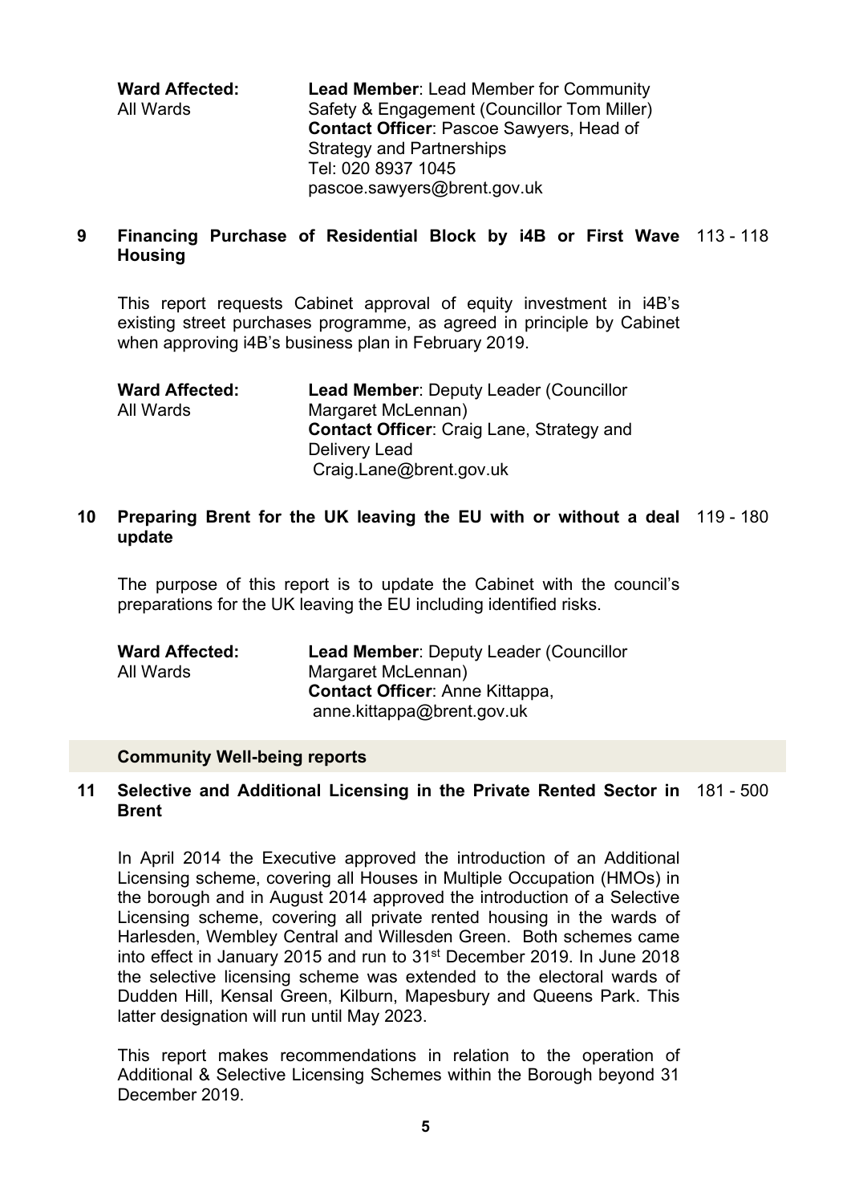**Ward Affected:**
All Wards

**Lead Member**: Lead Member for Community Safety & Engagement (Councillor Tom Miller)
**Contact Officer**: Pascoe Sawyers, Head of Strategy and Partnerships
Tel: 020 8937 1045
pascoe.sawyers@brent.gov.uk

### 9 Financing Purchase of Residential Block by i4B or First Wave Housing — 113 - 118

This report requests Cabinet approval of equity investment in i4B's existing street purchases programme, as agreed in principle by Cabinet when approving i4B's business plan in February 2019.

**Ward Affected:**
All Wards

**Lead Member**: Deputy Leader (Councillor Margaret McLennan)
**Contact Officer**: Craig Lane, Strategy and Delivery Lead
Craig.Lane@brent.gov.uk

### 10 Preparing Brent for the UK leaving the EU with or without a deal update — 119 - 180

The purpose of this report is to update the Cabinet with the council's preparations for the UK leaving the EU including identified risks.

**Ward Affected:**
All Wards

**Lead Member**: Deputy Leader (Councillor Margaret McLennan)
**Contact Officer**: Anne Kittappa,
anne.kittappa@brent.gov.uk

## Community Well-being reports

### 11 Selective and Additional Licensing in the Private Rented Sector in Brent — 181 - 500

In April 2014 the Executive approved the introduction of an Additional Licensing scheme, covering all Houses in Multiple Occupation (HMOs) in the borough and in August 2014 approved the introduction of a Selective Licensing scheme, covering all private rented housing in the wards of Harlesden, Wembley Central and Willesden Green. Both schemes came into effect in January 2015 and run to 31st December 2019. In June 2018 the selective licensing scheme was extended to the electoral wards of Dudden Hill, Kensal Green, Kilburn, Mapesbury and Queens Park. This latter designation will run until May 2023.

This report makes recommendations in relation to the operation of Additional & Selective Licensing Schemes within the Borough beyond 31 December 2019.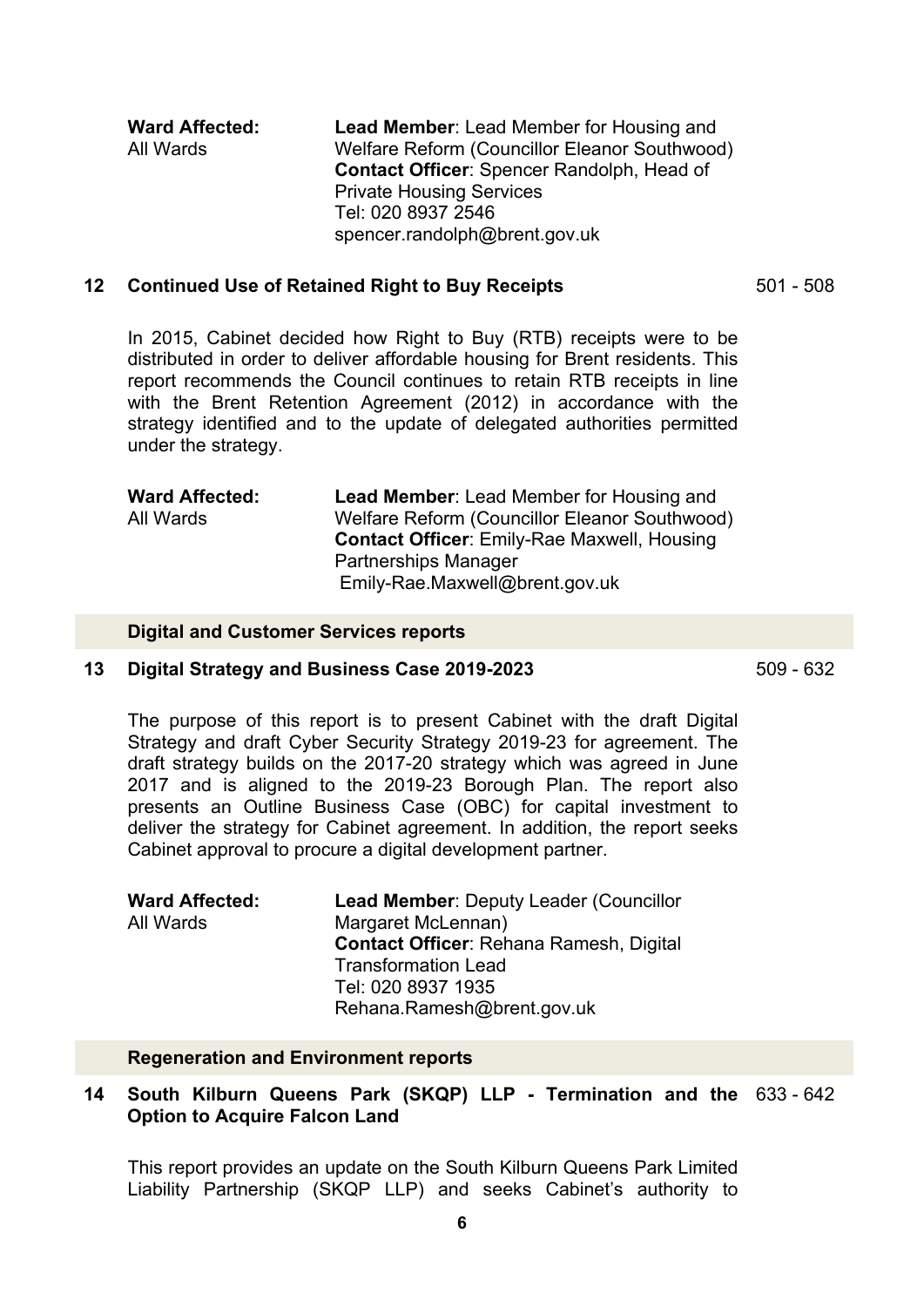| **Ward Affected:** | **Lead Member**: Lead Member for Housing and Welfare Reform (Councillor Eleanor Southwood) |
| --- | --- |
| All Wards | **Contact Officer**: Spencer Randolph, Head of Private Housing Services<br>Tel: 020 8937 2546<br>spencer.randolph@brent.gov.uk |

### 12 Continued Use of Retained Right to Buy Receipts — 501 - 508

In 2015, Cabinet decided how Right to Buy (RTB) receipts were to be distributed in order to deliver affordable housing for Brent residents. This report recommends the Council continues to retain RTB receipts in line with the Brent Retention Agreement (2012) in accordance with the strategy identified and to the update of delegated authorities permitted under the strategy.

| **Ward Affected:** | **Lead Member**: Lead Member for Housing and Welfare Reform (Councillor Eleanor Southwood) |
| --- | --- |
| All Wards | **Contact Officer**: Emily-Rae Maxwell, Housing Partnerships Manager<br>Emily-Rae.Maxwell@brent.gov.uk |

## Digital and Customer Services reports

### 13 Digital Strategy and Business Case 2019-2023 — 509 - 632

The purpose of this report is to present Cabinet with the draft Digital Strategy and draft Cyber Security Strategy 2019-23 for agreement. The draft strategy builds on the 2017-20 strategy which was agreed in June 2017 and is aligned to the 2019-23 Borough Plan. The report also presents an Outline Business Case (OBC) for capital investment to deliver the strategy for Cabinet agreement. In addition, the report seeks Cabinet approval to procure a digital development partner.

| **Ward Affected:** | **Lead Member**: Deputy Leader (Councillor Margaret McLennan) |
| --- | --- |
| All Wards | **Contact Officer**: Rehana Ramesh, Digital Transformation Lead<br>Tel: 020 8937 1935<br>Rehana.Ramesh@brent.gov.uk |

## Regeneration and Environment reports

### 14 South Kilburn Queens Park (SKQP) LLP - Termination and the Option to Acquire Falcon Land — 633 - 642

This report provides an update on the South Kilburn Queens Park Limited Liability Partnership (SKQP LLP) and seeks Cabinet's authority to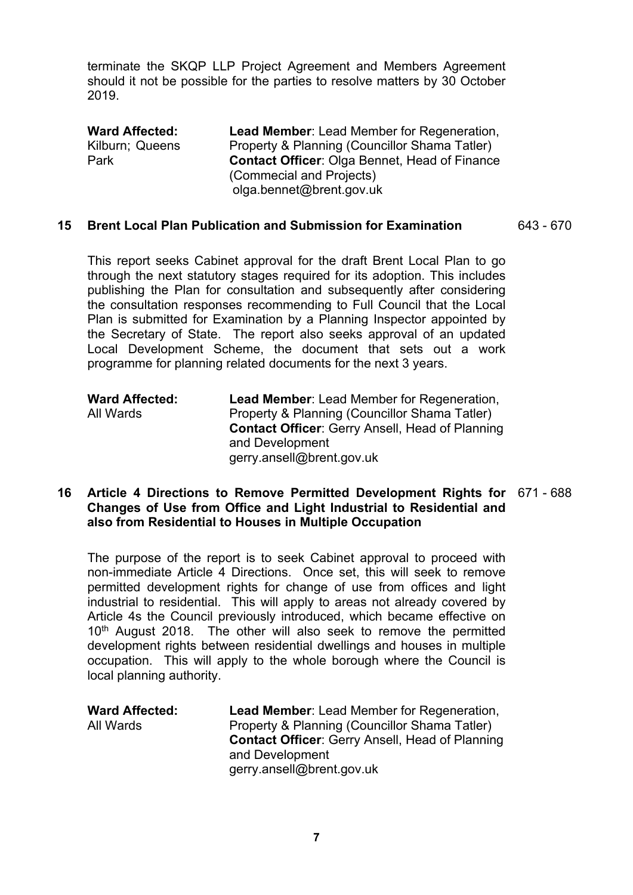terminate the SKQP LLP Project Agreement and Members Agreement should it not be possible for the parties to resolve matters by 30 October 2019.

| **Ward Affected:** | **Lead Member**: Lead Member for Regeneration, Property & Planning (Councillor Shama Tatler) |
| --- | --- |
| Kilburn; Queens Park | **Contact Officer**: Olga Bennet, Head of Finance (Commercial and Projects) olga.bennet@brent.gov.uk |

## 15 Brent Local Plan Publication and Submission for Examination — 643 - 670

This report seeks Cabinet approval for the draft Brent Local Plan to go through the next statutory stages required for its adoption. This includes publishing the Plan for consultation and subsequently after considering the consultation responses recommending to Full Council that the Local Plan is submitted for Examination by a Planning Inspector appointed by the Secretary of State. The report also seeks approval of an updated Local Development Scheme, the document that sets out a work programme for planning related documents for the next 3 years.

| **Ward Affected:** | **Lead Member**: Lead Member for Regeneration, Property & Planning (Councillor Shama Tatler) |
| --- | --- |
| All Wards | **Contact Officer**: Gerry Ansell, Head of Planning and Development gerry.ansell@brent.gov.uk |

## 16 Article 4 Directions to Remove Permitted Development Rights for Changes of Use from Office and Light Industrial to Residential and also from Residential to Houses in Multiple Occupation — 671 - 688

The purpose of the report is to seek Cabinet approval to proceed with non-immediate Article 4 Directions. Once set, this will seek to remove permitted development rights for change of use from offices and light industrial to residential. This will apply to areas not already covered by Article 4s the Council previously introduced, which became effective on 10th August 2018. The other will also seek to remove the permitted development rights between residential dwellings and houses in multiple occupation. This will apply to the whole borough where the Council is local planning authority.

| **Ward Affected:** | **Lead Member**: Lead Member for Regeneration, Property & Planning (Councillor Shama Tatler) |
| --- | --- |
| All Wards | **Contact Officer**: Gerry Ansell, Head of Planning and Development gerry.ansell@brent.gov.uk |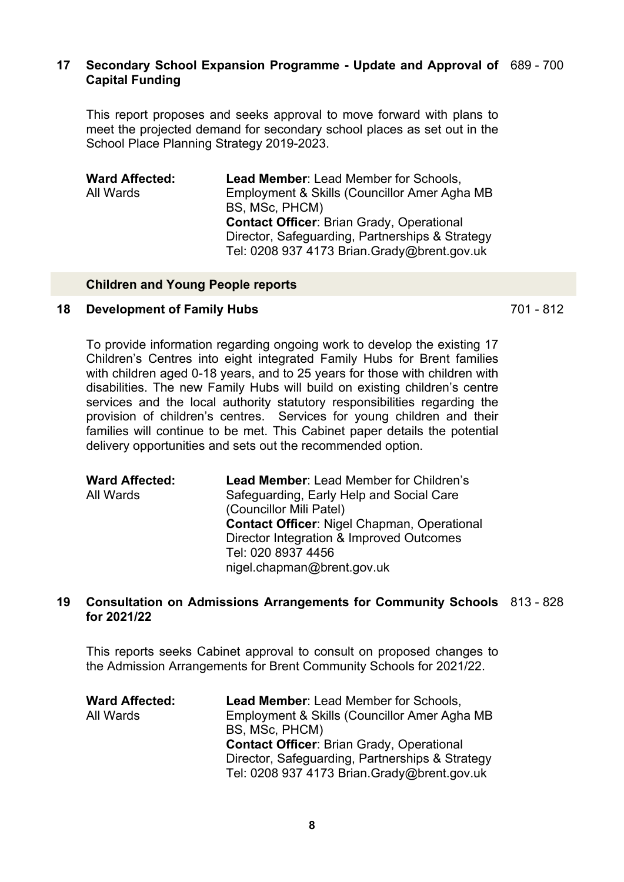### 17 Secondary School Expansion Programme - Update and Approval of Capital Funding — 689 - 700

This report proposes and seeks approval to move forward with plans to meet the projected demand for secondary school places as set out in the School Place Planning Strategy 2019-2023.

| **Ward Affected:** | **Lead Member**: Lead Member for Schools, Employment & Skills (Councillor Amer Agha MB BS, MSc, PHCM) |
|---|---|
| All Wards | **Contact Officer**: Brian Grady, Operational Director, Safeguarding, Partnerships & Strategy<br>Tel: 0208 937 4173 Brian.Grady@brent.gov.uk |

## Children and Young People reports

### 18 Development of Family Hubs — 701 - 812

To provide information regarding ongoing work to develop the existing 17 Children's Centres into eight integrated Family Hubs for Brent families with children aged 0-18 years, and to 25 years for those with children with disabilities. The new Family Hubs will build on existing children's centre services and the local authority statutory responsibilities regarding the provision of children's centres. Services for young children and their families will continue to be met. This Cabinet paper details the potential delivery opportunities and sets out the recommended option.

| **Ward Affected:** | **Lead Member**: Lead Member for Children's Safeguarding, Early Help and Social Care (Councillor Mili Patel) |
|---|---|
| All Wards | **Contact Officer**: Nigel Chapman, Operational Director Integration & Improved Outcomes<br>Tel: 020 8937 4456<br>nigel.chapman@brent.gov.uk |

### 19 Consultation on Admissions Arrangements for Community Schools for 2021/22 — 813 - 828

This reports seeks Cabinet approval to consult on proposed changes to the Admission Arrangements for Brent Community Schools for 2021/22.

| **Ward Affected:** | **Lead Member**: Lead Member for Schools, Employment & Skills (Councillor Amer Agha MB BS, MSc, PHCM) |
|---|---|
| All Wards | **Contact Officer**: Brian Grady, Operational Director, Safeguarding, Partnerships & Strategy<br>Tel: 0208 937 4173 Brian.Grady@brent.gov.uk |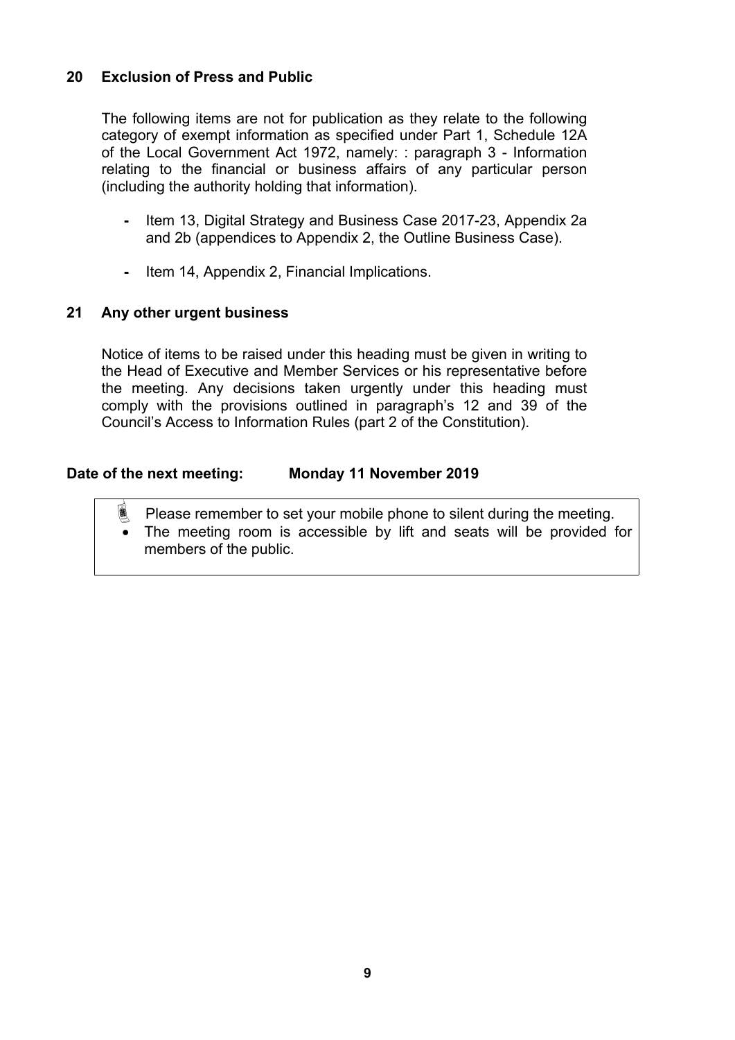## 20 Exclusion of Press and Public

The following items are not for publication as they relate to the following category of exempt information as specified under Part 1, Schedule 12A of the Local Government Act 1972, namely: : paragraph 3 - Information relating to the financial or business affairs of any particular person (including the authority holding that information).

- Item 13, Digital Strategy and Business Case 2017-23, Appendix 2a and 2b (appendices to Appendix 2, the Outline Business Case).
- Item 14, Appendix 2, Financial Implications.

## 21 Any other urgent business

Notice of items to be raised under this heading must be given in writing to the Head of Executive and Member Services or his representative before the meeting. Any decisions taken urgently under this heading must comply with the provisions outlined in paragraph's 12 and 39 of the Council's Access to Information Rules (part 2 of the Constitution).

**Date of the next meeting: Monday 11 November 2019**

- Please remember to set your mobile phone to silent during the meeting.
- The meeting room is accessible by lift and seats will be provided for members of the public.